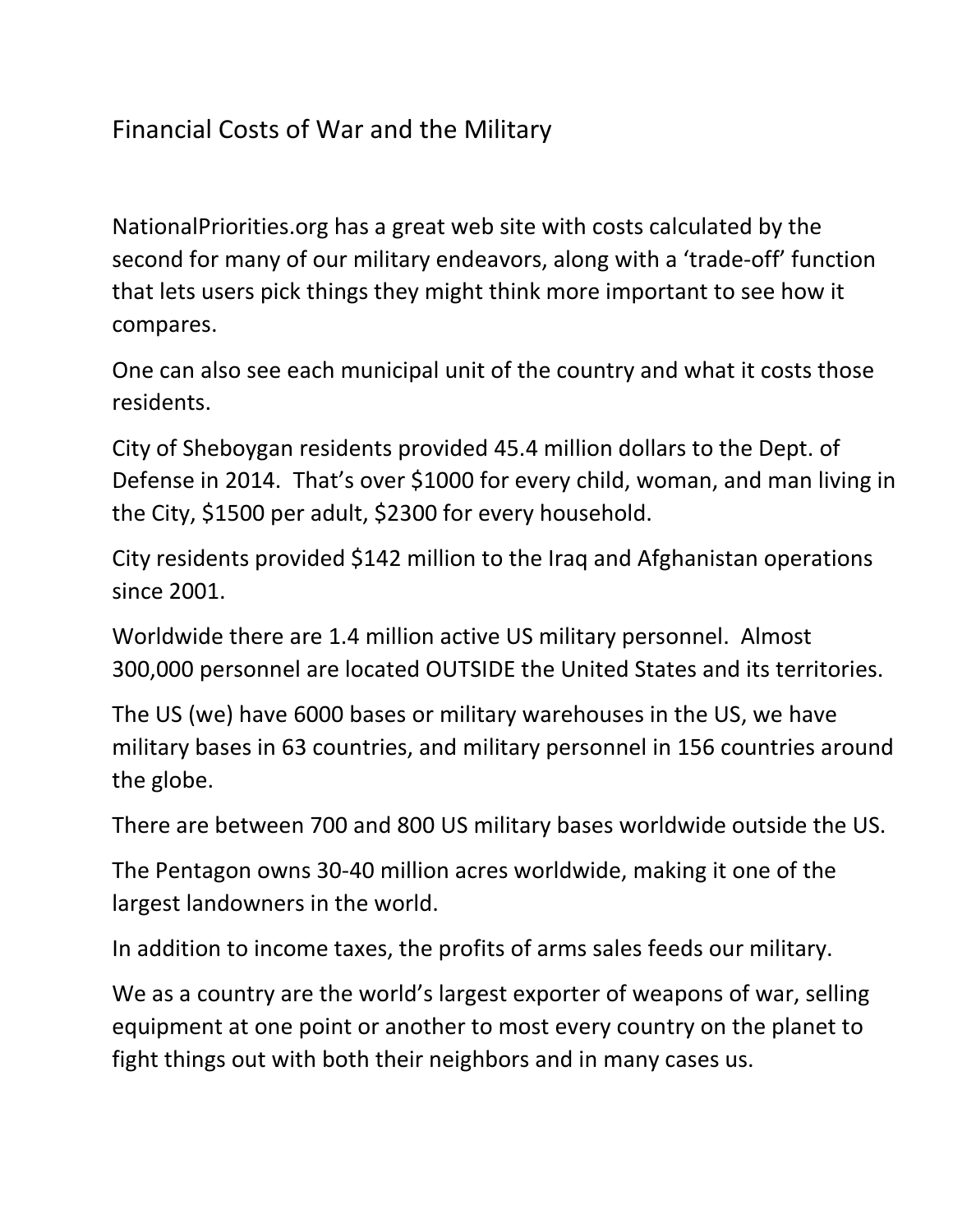# Financial Costs of War and the Military

NationalPriorities.org has a great web site with costs calculated by the second for many of our military endeavors, along with a 'trade-off' function that lets users pick things they might think more important to see how it compares.

One can also see each municipal unit of the country and what it costs those residents.

City of Sheboygan residents provided 45.4 million dollars to the Dept. of Defense in 2014. That's over $1000 for every child, woman, and man living in the City, $1500 per adult, $2300 for every household.

City residents provided $142 million to the Iraq and Afghanistan operations since 2001.

Worldwide there are 1.4 million active US military personnel. Almost 300,000 personnel are located OUTSIDE the United States and its territories.

The US (we) have 6000 bases or military warehouses in the US, we have military bases in 63 countries, and military personnel in 156 countries around the globe.

There are between 700 and 800 US military bases worldwide outside the US.

The Pentagon owns 30-40 million acres worldwide, making it one of the largest landowners in the world.

In addition to income taxes, the profits of arms sales feeds our military.

We as a country are the world's largest exporter of weapons of war, selling equipment at one point or another to most every country on the planet to fight things out with both their neighbors and in many cases us.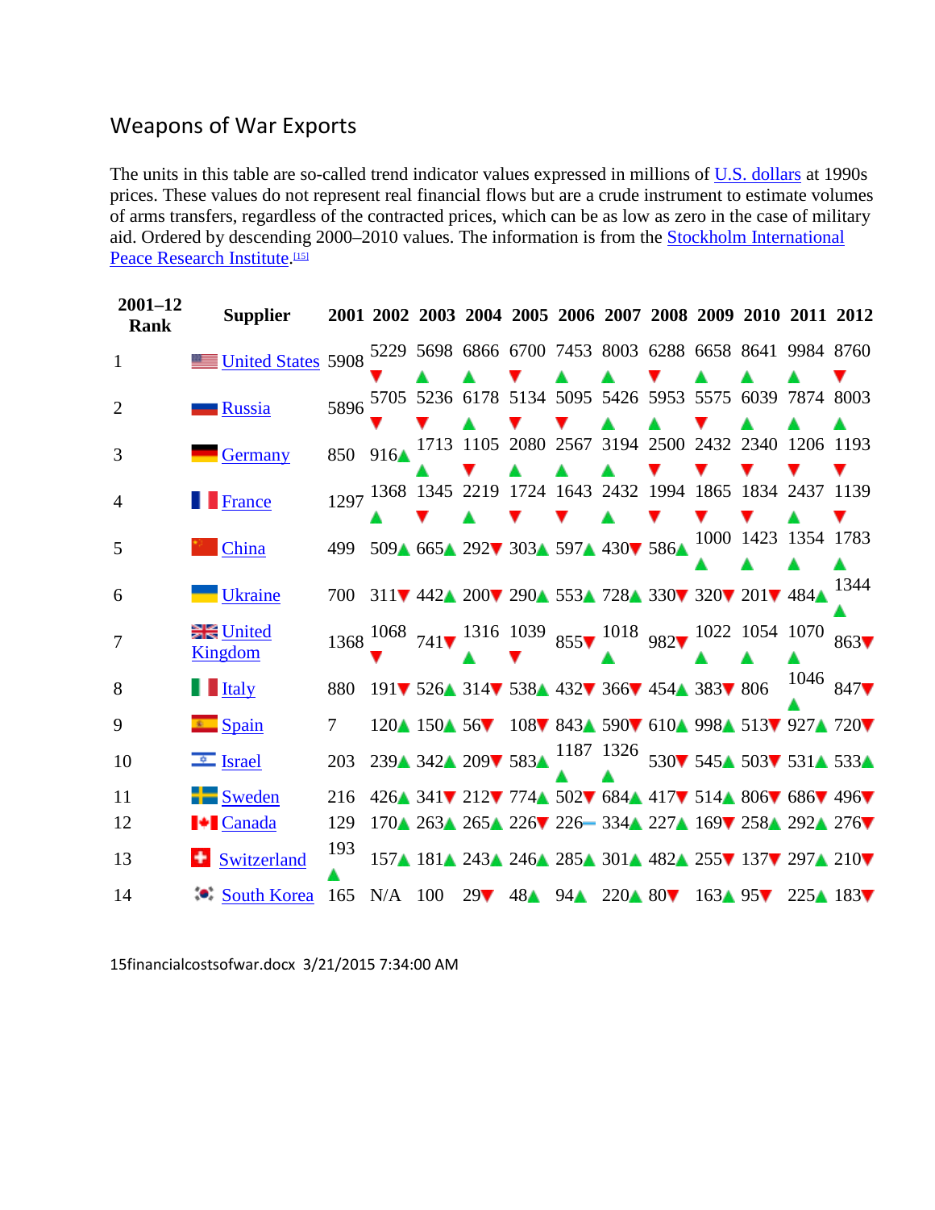## Weapons of War Exports

The units in this table are so-called trend indicator values expressed in millions of U.S. dollars at 1990s prices. These values do not represent real financial flows but are a crude instrument to estimate volumes of arms transfers, regardless of the contracted prices, which can be as low as zero in the case of military aid. Ordered by descending 2000–2010 values. The information is from the Stockholm International Peace Research Institute.[15]

| 2001–12 Rank | Supplier | 2001 | 2002 | 2003 | 2004 | 2005 | 2006 | 2007 | 2008 | 2009 | 2010 | 2011 | 2012 |
|---|---|---|---|---|---|---|---|---|---|---|---|---|---|
| 1 | United States | 5908 | 5229▼ | 5698▲ | 6866▲ | 6700▼ | 7453▲ | 8003▲ | 6288▼ | 6658▲ | 8641▲ | 9984▲ | 8760▼ |
| 2 | Russia | 5896 | 5705▼ | 5236▼ | 6178▲ | 5134▼ | 5095▼ | 5426▲ | 5953▲ | 5575▼ | 6039▲ | 7874▲ | 8003▲ |
| 3 | Germany | 850 | 916▲ | 1713▲ | 1105▼ | 2080▲ | 2567▲ | 3194▲ | 2500▼ | 2432▼ | 2340▼ | 1206▼ | 1193▼ |
| 4 | France | 1297 | 1368▲ | 1345▼ | 2219▲ | 1724▼ | 1643▼ | 2432▲ | 1994▼ | 1865▼ | 1834▼ | 2437▲ | 1139▼ |
| 5 | China | 499 | 509▲ | 665▲ | 292▼ | 303▲ | 597▲ | 430▼ | 586▲ | 1000▲ | 1423▲ | 1354▲ | 1783▲ |
| 6 | Ukraine | 700 | 311▼ | 442▲ | 200▼ | 290▲ | 553▲ | 728▲ | 330▼ | 320▼ | 201▼ | 484▲ | 1344▲ |
| 7 | United Kingdom | 1368 | 1068▼ | 741▼ | 1316▲ | 1039▼ | 855▼ | 1018▲ | 982▼ | 1022▲ | 1054▲ | 1070▲ | 863▼ |
| 8 | Italy | 880 | 191▼ | 526▲ | 314▼ | 538▲ | 432▼ | 366▼ | 454▲ | 383▼ | 806 | 1046▲ | 847▼ |
| 9 | Spain | 7 | 120▲ | 150▲ | 56▼ | 108▼ | 843▲ | 590▼ | 610▲ | 998▲ | 513▼ | 927▲ | 720▼ |
| 10 | Israel | 203 | 239▲ | 342▲ | 209▼ | 583▲ | 1187▲ | 1326▲ | 530▼ | 545▲ | 503▼ | 531▲ | 533▲ |
| 11 | Sweden | 216 | 426▲ | 341▼ | 212▼ | 774▲ | 502▼ | 684▲ | 417▼ | 514▲ | 806▼ | 686▼ | 496▼ |
| 12 | Canada | 129 | 170▲ | 263▲ | 265▲ | 226▼ | 226– | 334▲ | 227▲ | 169▼ | 258▲ | 292▲ | 276▼ |
| 13 | Switzerland | 193▲ | 157▲ | 181▲ | 243▲ | 246▲ | 285▲ | 301▲ | 482▲ | 255▼ | 137▼ | 297▲ | 210▼ |
| 14 | South Korea | 165 | N/A | 100 | 29▼ | 48▲ | 94▲ | 220▲ | 80▼ | 163▲ | 95▼ | 225▲ | 183▼ |

15financialcostsofwar.docx 3/21/2015 7:34:00 AM